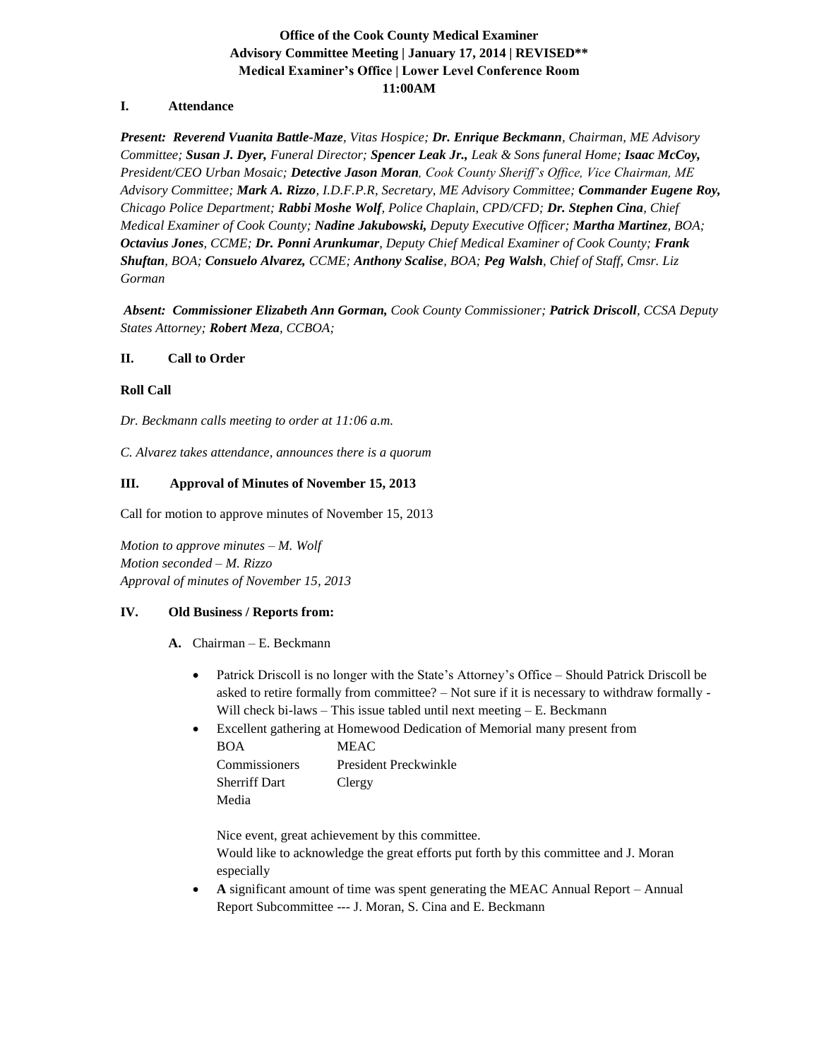**Office of the Cook County Medical Examiner**
**Advisory Committee Meeting | January 17, 2014 | REVISED\*\***
**Medical Examiner's Office | Lower Level Conference Room**
**11:00AM**

## I. Attendance

*Present:* ***Reverend Vuanita Battle-Maze****, Vitas Hospice;* ***Dr. Enrique Beckmann****, Chairman, ME Advisory Committee;* ***Susan J. Dyer,*** *Funeral Director;* ***Spencer Leak Jr.,*** *Leak & Sons funeral Home;* ***Isaac McCoy,*** *President/CEO Urban Mosaic;* ***Detective Jason Moran****, Cook County Sheriff's Office, Vice Chairman, ME Advisory Committee;* ***Mark A. Rizzo****, I.D.F.P.R, Secretary, ME Advisory Committee;* ***Commander Eugene Roy,*** *Chicago Police Department;* ***Rabbi Moshe Wolf****, Police Chaplain, CPD/CFD;* ***Dr. Stephen Cina****, Chief Medical Examiner of Cook County;* ***Nadine Jakubowski,*** *Deputy Executive Officer;* ***Martha Martinez****, BOA;* ***Octavius Jones****, CCME;* ***Dr. Ponni Arunkumar****, Deputy Chief Medical Examiner of Cook County;* ***Frank Shuftan****, BOA;* ***Consuelo Alvarez,*** *CCME;* ***Anthony Scalise****, BOA;* ***Peg Walsh****, Chief of Staff, Cmsr. Liz Gorman*

*Absent:* ***Commissioner Elizabeth Ann Gorman,*** *Cook County Commissioner;* ***Patrick Driscoll****, CCSA Deputy States Attorney;* ***Robert Meza****, CCBOA;*

## II. Call to Order

**Roll Call**

*Dr. Beckmann calls meeting to order at 11:06 a.m.*

*C. Alvarez takes attendance, announces there is a quorum*

## III. Approval of Minutes of November 15, 2013

Call for motion to approve minutes of November 15, 2013

*Motion to approve minutes – M. Wolf*
*Motion seconded – M. Rizzo*
*Approval of minutes of November 15, 2013*

## IV. Old Business / Reports from:

**A.** Chairman – E. Beckmann

- Patrick Driscoll is no longer with the State's Attorney's Office – Should Patrick Driscoll be asked to retire formally from committee? – Not sure if it is necessary to withdraw formally - Will check bi-laws – This issue tabled until next meeting – E. Beckmann
- Excellent gathering at Homewood Dedication of Memorial many present from

  | | |
  |---|---|
  | BOA | MEAC |
  | Commissioners | President Preckwinkle |
  | Sherriff Dart | Clergy |
  | Media | |

  Nice event, great achievement by this committee.
  Would like to acknowledge the great efforts put forth by this committee and J. Moran especially
- **A** significant amount of time was spent generating the MEAC Annual Report – Annual Report Subcommittee --- J. Moran, S. Cina and E. Beckmann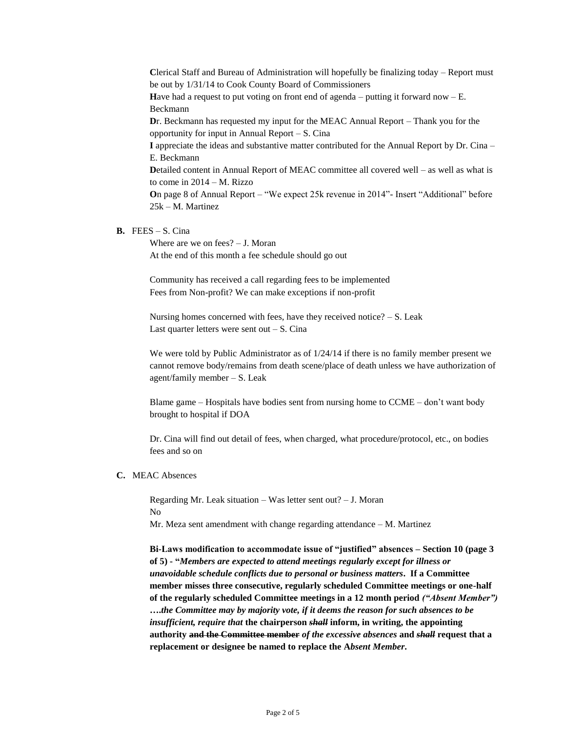**C**lerical Staff and Bureau of Administration will hopefully be finalizing today – Report must be out by 1/31/14 to Cook County Board of Commissioners

**H**ave had a request to put voting on front end of agenda – putting it forward now – E. Beckmann

**D**r. Beckmann has requested my input for the MEAC Annual Report – Thank you for the opportunity for input in Annual Report – S. Cina

**I** appreciate the ideas and substantive matter contributed for the Annual Report by Dr. Cina – E. Beckmann

**D**etailed content in Annual Report of MEAC committee all covered well – as well as what is to come in 2014 – M. Rizzo

**O**n page 8 of Annual Report – "We expect 25k revenue in 2014"- Insert "Additional" before 25k – M. Martinez

**B.** FEES – S. Cina

Where are we on fees? – J. Moran
At the end of this month a fee schedule should go out

Community has received a call regarding fees to be implemented
Fees from Non-profit? We can make exceptions if non-profit

Nursing homes concerned with fees, have they received notice? – S. Leak
Last quarter letters were sent out – S. Cina

We were told by Public Administrator as of 1/24/14 if there is no family member present we cannot remove body/remains from death scene/place of death unless we have authorization of agent/family member – S. Leak

Blame game – Hospitals have bodies sent from nursing home to CCME – don't want body brought to hospital if DOA

Dr. Cina will find out detail of fees, when charged, what procedure/protocol, etc., on bodies fees and so on

**C.** MEAC Absences

Regarding Mr. Leak situation – Was letter sent out? – J. Moran
No
Mr. Meza sent amendment with change regarding attendance – M. Martinez

**Bi-Laws modification to accommodate issue of "justified" absences – Section 10 (page 3 of 5) - "*Members are expected to attend meetings regularly except for illness or unavoidable schedule conflicts due to personal or business matters*. If a Committee member misses three consecutive, regularly scheduled Committee meetings or one-half of the regularly scheduled Committee meetings in a 12 month period *("Absent Member") ….the Committee may by majority vote, if it deems the reason for such absences to be insufficient, require that* the chairperson ~~*shall*~~ inform, in writing, the appointing authority ~~and the Committee member~~ *of the excessive absences* and ~~*shall*~~ request that a replacement or designee be named to replace the A*bsent Member*.**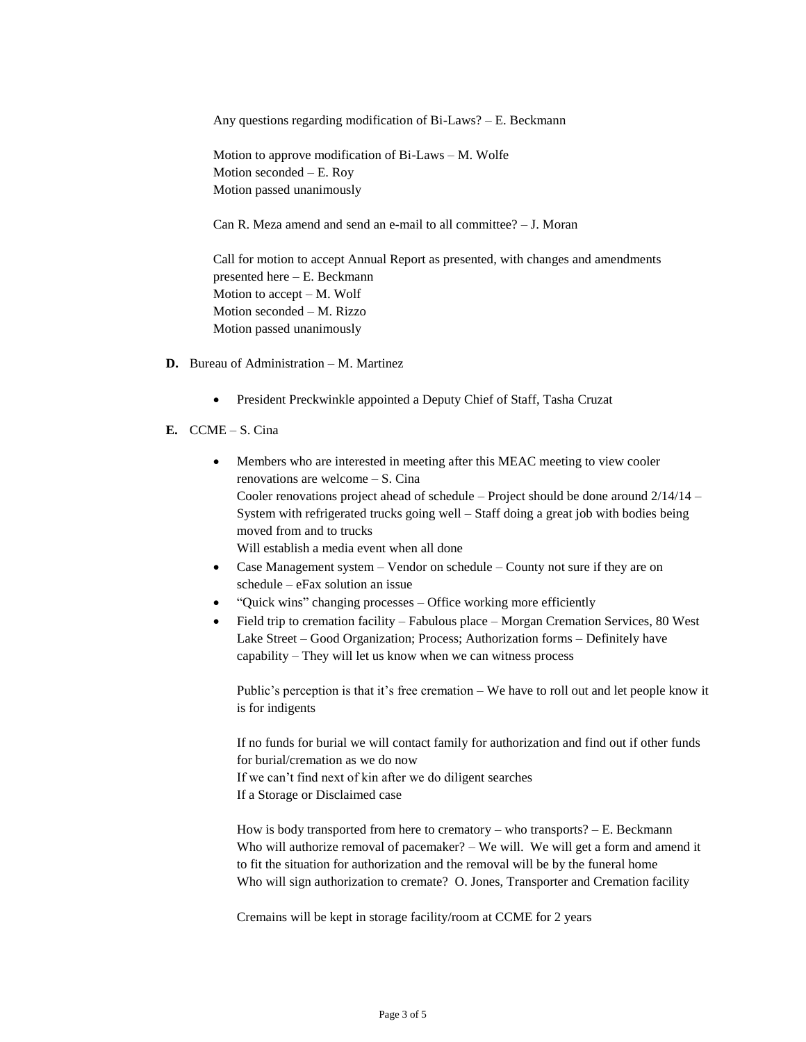Any questions regarding modification of Bi-Laws? – E. Beckmann

Motion to approve modification of Bi-Laws – M. Wolfe
Motion seconded – E. Roy
Motion passed unanimously

Can R. Meza amend and send an e-mail to all committee? – J. Moran

Call for motion to accept Annual Report as presented, with changes and amendments presented here – E. Beckmann
Motion to accept – M. Wolf
Motion seconded – M. Rizzo
Motion passed unanimously

**D.** Bureau of Administration – M. Martinez

- President Preckwinkle appointed a Deputy Chief of Staff, Tasha Cruzat

**E.** CCME – S. Cina

- Members who are interested in meeting after this MEAC meeting to view cooler renovations are welcome – S. Cina
  Cooler renovations project ahead of schedule – Project should be done around 2/14/14 – System with refrigerated trucks going well – Staff doing a great job with bodies being moved from and to trucks
  Will establish a media event when all done
- Case Management system – Vendor on schedule – County not sure if they are on schedule – eFax solution an issue
- "Quick wins" changing processes – Office working more efficiently
- Field trip to cremation facility – Fabulous place – Morgan Cremation Services, 80 West Lake Street – Good Organization; Process; Authorization forms – Definitely have capability – They will let us know when we can witness process

  Public's perception is that it's free cremation – We have to roll out and let people know it is for indigents

  If no funds for burial we will contact family for authorization and find out if other funds for burial/cremation as we do now
  If we can't find next of kin after we do diligent searches
  If a Storage or Disclaimed case

  How is body transported from here to crematory – who transports? – E. Beckmann
  Who will authorize removal of pacemaker? – We will. We will get a form and amend it to fit the situation for authorization and the removal will be by the funeral home
  Who will sign authorization to cremate? O. Jones, Transporter and Cremation facility

  Cremains will be kept in storage facility/room at CCME for 2 years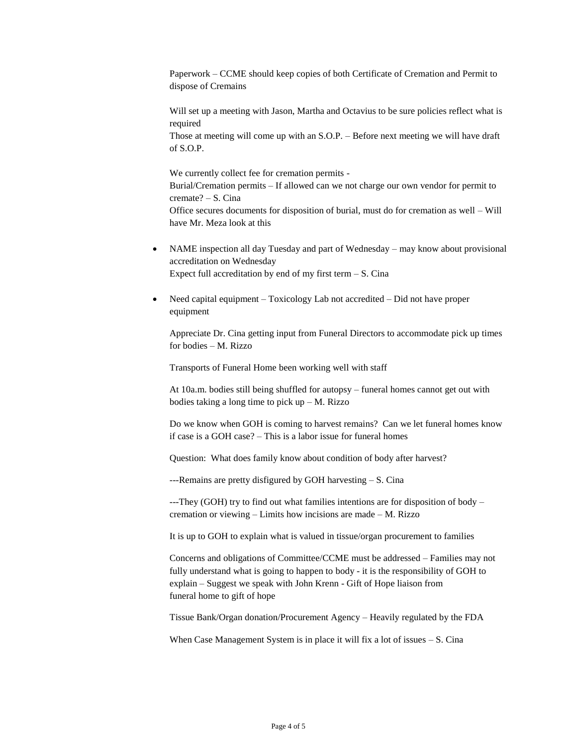Paperwork – CCME should keep copies of both Certificate of Cremation and Permit to dispose of Cremains

Will set up a meeting with Jason, Martha and Octavius to be sure policies reflect what is required
Those at meeting will come up with an S.O.P. – Before next meeting we will have draft of S.O.P.

We currently collect fee for cremation permits -
Burial/Cremation permits – If allowed can we not charge our own vendor for permit to cremate? – S. Cina
Office secures documents for disposition of burial, must do for cremation as well – Will have Mr. Meza look at this

- NAME inspection all day Tuesday and part of Wednesday – may know about provisional accreditation on Wednesday
  Expect full accreditation by end of my first term – S. Cina

- Need capital equipment – Toxicology Lab not accredited – Did not have proper equipment

  Appreciate Dr. Cina getting input from Funeral Directors to accommodate pick up times for bodies – M. Rizzo

  Transports of Funeral Home been working well with staff

  At 10a.m. bodies still being shuffled for autopsy – funeral homes cannot get out with bodies taking a long time to pick up – M. Rizzo

  Do we know when GOH is coming to harvest remains? Can we let funeral homes know if case is a GOH case? – This is a labor issue for funeral homes

  Question: What does family know about condition of body after harvest?

  ---Remains are pretty disfigured by GOH harvesting – S. Cina

  ---They (GOH) try to find out what families intentions are for disposition of body – cremation or viewing – Limits how incisions are made – M. Rizzo

  It is up to GOH to explain what is valued in tissue/organ procurement to families

  Concerns and obligations of Committee/CCME must be addressed – Families may not fully understand what is going to happen to body - it is the responsibility of GOH to explain – Suggest we speak with John Krenn - Gift of Hope liaison from funeral home to gift of hope

  Tissue Bank/Organ donation/Procurement Agency – Heavily regulated by the FDA

  When Case Management System is in place it will fix a lot of issues – S. Cina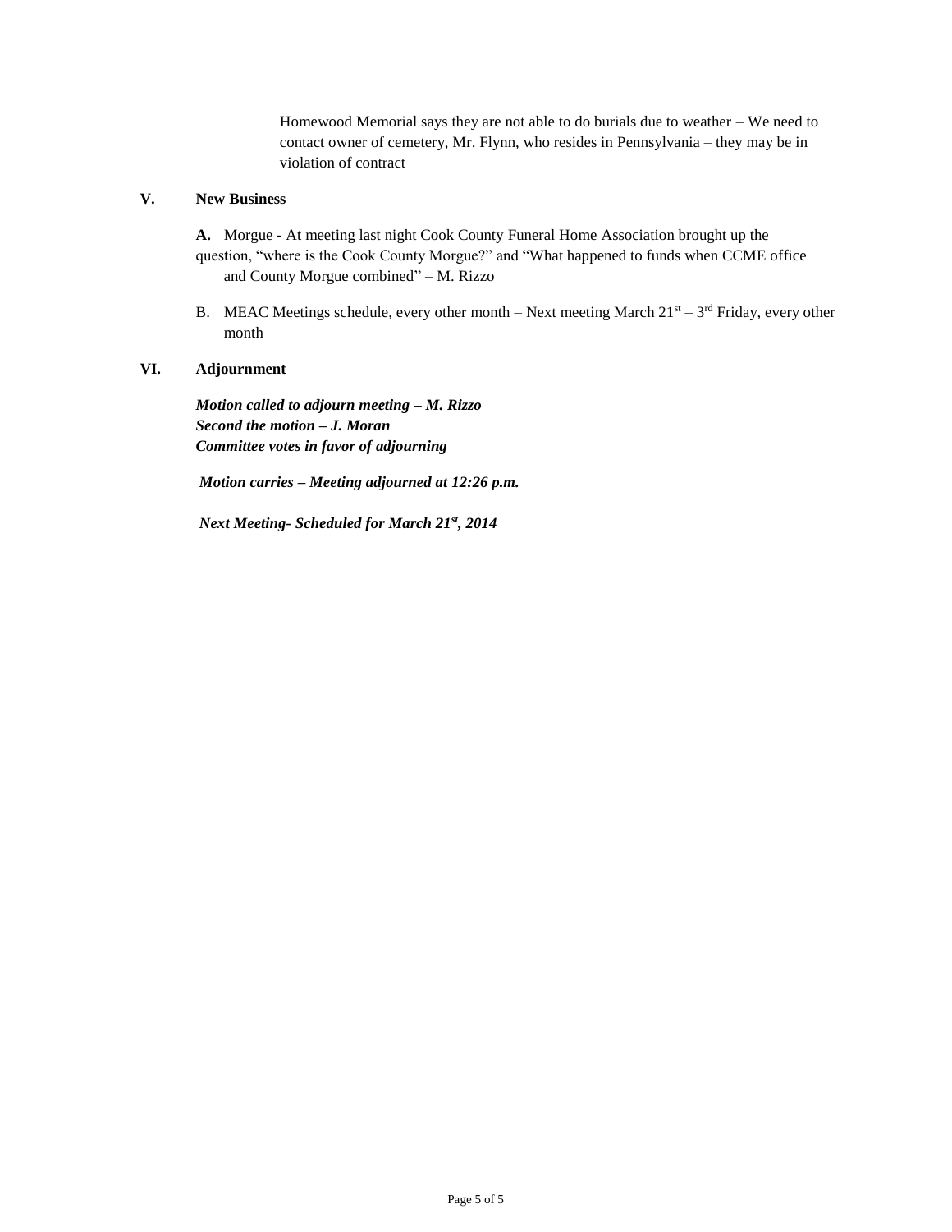Homewood Memorial says they are not able to do burials due to weather – We need to contact owner of cemetery, Mr. Flynn, who resides in Pennsylvania – they may be in violation of contract

## V. New Business

**A.** Morgue - At meeting last night Cook County Funeral Home Association brought up the question, "where is the Cook County Morgue?" and "What happened to funds when CCME office and County Morgue combined" – M. Rizzo

B. MEAC Meetings schedule, every other month – Next meeting March 21st – 3rd Friday, every other month

## VI. Adjournment

***Motion called to adjourn meeting – M. Rizzo***
***Second the motion – J. Moran***
***Committee votes in favor of adjourning***

***Motion carries – Meeting adjourned at 12:26 p.m.***

***<u>Next Meeting- Scheduled for March 21st, 2014</u>***